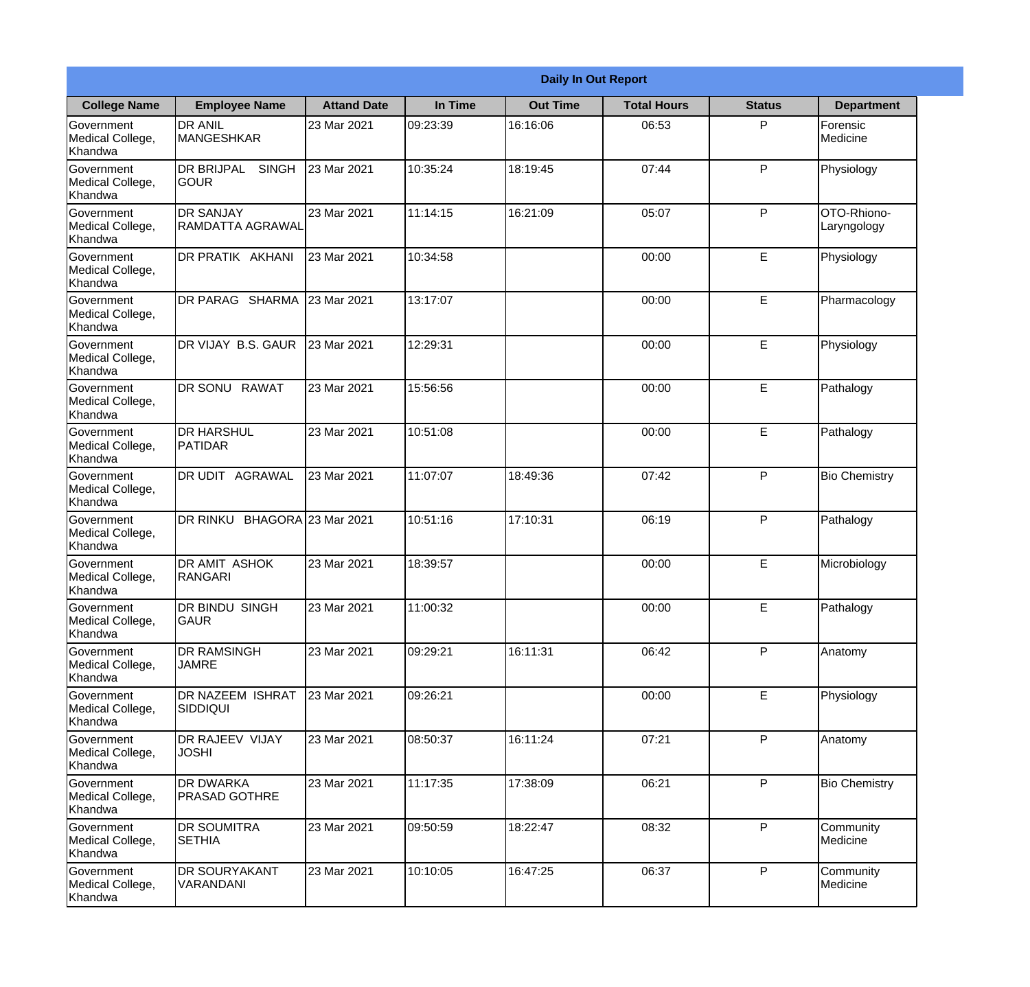| Daily In Out Report | | | | | | | |
|---|---|---|---|---|---|---|---|
| **College Name** | **Employee Name** | **Attand Date** | **In Time** | **Out Time** | **Total Hours** | **Status** | **Department** |
| Government Medical College, Khandwa | DR ANIL MANGESHKAR | 23 Mar 2021 | 09:23:39 | 16:16:06 | 06:53 | P | Forensic Medicine |
| Government Medical College, Khandwa | DR BRIJPAL SINGH GOUR | 23 Mar 2021 | 10:35:24 | 18:19:45 | 07:44 | P | Physiology |
| Government Medical College, Khandwa | DR SANJAY RAMDATTA AGRAWAL | 23 Mar 2021 | 11:14:15 | 16:21:09 | 05:07 | P | OTO-Rhiono-Laryngology |
| Government Medical College, Khandwa | DR PRATIK AKHANI | 23 Mar 2021 | 10:34:58 | | 00:00 | E | Physiology |
| Government Medical College, Khandwa | DR PARAG SHARMA | 23 Mar 2021 | 13:17:07 | | 00:00 | E | Pharmacology |
| Government Medical College, Khandwa | DR VIJAY B.S. GAUR | 23 Mar 2021 | 12:29:31 | | 00:00 | E | Physiology |
| Government Medical College, Khandwa | DR SONU RAWAT | 23 Mar 2021 | 15:56:56 | | 00:00 | E | Pathalogy |
| Government Medical College, Khandwa | DR HARSHUL PATIDAR | 23 Mar 2021 | 10:51:08 | | 00:00 | E | Pathalogy |
| Government Medical College, Khandwa | DR UDIT AGRAWAL | 23 Mar 2021 | 11:07:07 | 18:49:36 | 07:42 | P | Bio Chemistry |
| Government Medical College, Khandwa | DR RINKU BHAGORA | 23 Mar 2021 | 10:51:16 | 17:10:31 | 06:19 | P | Pathalogy |
| Government Medical College, Khandwa | DR AMIT ASHOK RANGARI | 23 Mar 2021 | 18:39:57 | | 00:00 | E | Microbiology |
| Government Medical College, Khandwa | DR BINDU SINGH GAUR | 23 Mar 2021 | 11:00:32 | | 00:00 | E | Pathalogy |
| Government Medical College, Khandwa | DR RAMSINGH JAMRE | 23 Mar 2021 | 09:29:21 | 16:11:31 | 06:42 | P | Anatomy |
| Government Medical College, Khandwa | DR NAZEEM ISHRAT SIDDIQUI | 23 Mar 2021 | 09:26:21 | | 00:00 | E | Physiology |
| Government Medical College, Khandwa | DR RAJEEV VIJAY JOSHI | 23 Mar 2021 | 08:50:37 | 16:11:24 | 07:21 | P | Anatomy |
| Government Medical College, Khandwa | DR DWARKA PRASAD GOTHRE | 23 Mar 2021 | 11:17:35 | 17:38:09 | 06:21 | P | Bio Chemistry |
| Government Medical College, Khandwa | DR SOUMITRA SETHIA | 23 Mar 2021 | 09:50:59 | 18:22:47 | 08:32 | P | Community Medicine |
| Government Medical College, Khandwa | DR SOURYAKANT VARANDANI | 23 Mar 2021 | 10:10:05 | 16:47:25 | 06:37 | P | Community Medicine |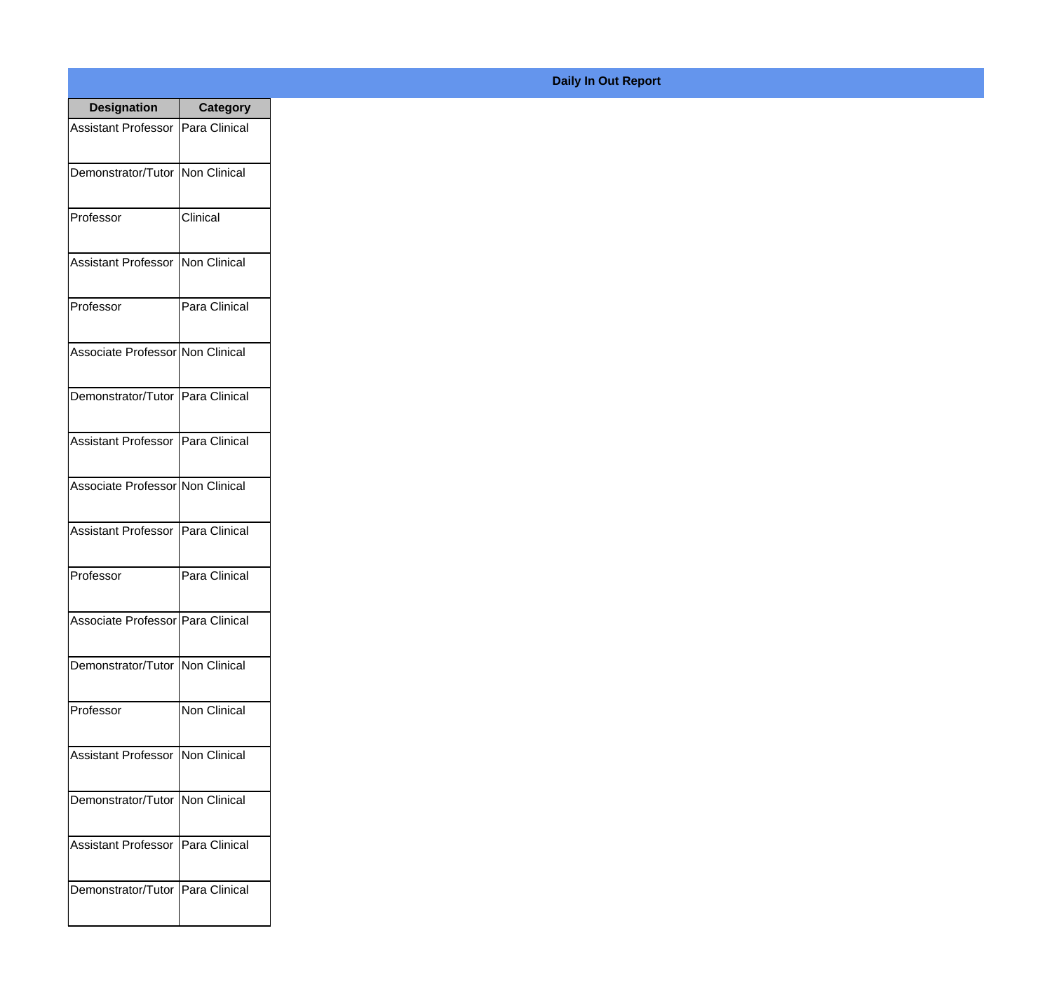## Daily In Out Report

| Designation | Category |
|---|---|
| Assistant Professor | Para Clinical |
| Demonstrator/Tutor | Non Clinical |
| Professor | Clinical |
| Assistant Professor | Non Clinical |
| Professor | Para Clinical |
| Associate Professor | Non Clinical |
| Demonstrator/Tutor | Para Clinical |
| Assistant Professor | Para Clinical |
| Associate Professor | Non Clinical |
| Assistant Professor | Para Clinical |
| Professor | Para Clinical |
| Associate Professor | Para Clinical |
| Demonstrator/Tutor | Non Clinical |
| Professor | Non Clinical |
| Assistant Professor | Non Clinical |
| Demonstrator/Tutor | Non Clinical |
| Assistant Professor | Para Clinical |
| Demonstrator/Tutor | Para Clinical |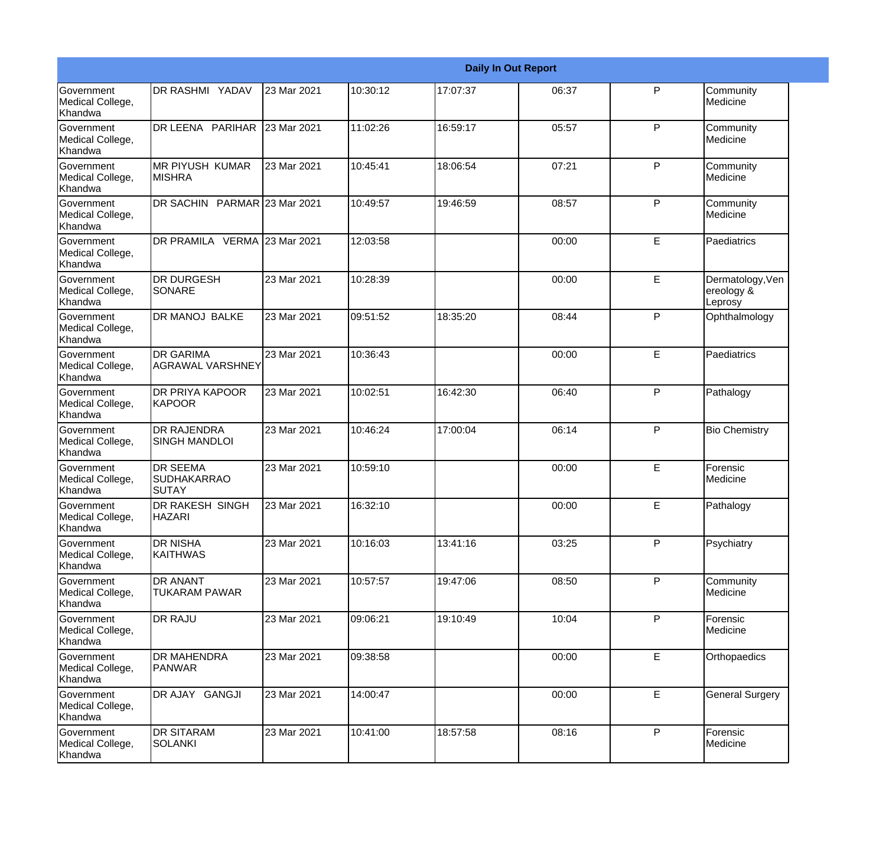| Daily In Out Report | | | | | | | |
|---|---|---|---|---|---|---|---|
| Government Medical College, Khandwa | DR RASHMI YADAV | 23 Mar 2021 | 10:30:12 | 17:07:37 | 06:37 | P | Community Medicine |
| Government Medical College, Khandwa | DR LEENA PARIHAR | 23 Mar 2021 | 11:02:26 | 16:59:17 | 05:57 | P | Community Medicine |
| Government Medical College, Khandwa | MR PIYUSH KUMAR MISHRA | 23 Mar 2021 | 10:45:41 | 18:06:54 | 07:21 | P | Community Medicine |
| Government Medical College, Khandwa | DR SACHIN PARMAR | 23 Mar 2021 | 10:49:57 | 19:46:59 | 08:57 | P | Community Medicine |
| Government Medical College, Khandwa | DR PRAMILA VERMA | 23 Mar 2021 | 12:03:58 | | 00:00 | E | Paediatrics |
| Government Medical College, Khandwa | DR DURGESH SONARE | 23 Mar 2021 | 10:28:39 | | 00:00 | E | Dermatology,Venereology & Leprosy |
| Government Medical College, Khandwa | DR MANOJ BALKE | 23 Mar 2021 | 09:51:52 | 18:35:20 | 08:44 | P | Ophthalmology |
| Government Medical College, Khandwa | DR GARIMA AGRAWAL VARSHNEY | 23 Mar 2021 | 10:36:43 | | 00:00 | E | Paediatrics |
| Government Medical College, Khandwa | DR PRIYA KAPOOR KAPOOR | 23 Mar 2021 | 10:02:51 | 16:42:30 | 06:40 | P | Pathalogy |
| Government Medical College, Khandwa | DR RAJENDRA SINGH MANDLOI | 23 Mar 2021 | 10:46:24 | 17:00:04 | 06:14 | P | Bio Chemistry |
| Government Medical College, Khandwa | DR SEEMA SUDHAKARRAO SUTAY | 23 Mar 2021 | 10:59:10 | | 00:00 | E | Forensic Medicine |
| Government Medical College, Khandwa | DR RAKESH SINGH HAZARI | 23 Mar 2021 | 16:32:10 | | 00:00 | E | Pathalogy |
| Government Medical College, Khandwa | DR NISHA KAITHWAS | 23 Mar 2021 | 10:16:03 | 13:41:16 | 03:25 | P | Psychiatry |
| Government Medical College, Khandwa | DR ANANT TUKARAM PAWAR | 23 Mar 2021 | 10:57:57 | 19:47:06 | 08:50 | P | Community Medicine |
| Government Medical College, Khandwa | DR RAJU | 23 Mar 2021 | 09:06:21 | 19:10:49 | 10:04 | P | Forensic Medicine |
| Government Medical College, Khandwa | DR MAHENDRA PANWAR | 23 Mar 2021 | 09:38:58 | | 00:00 | E | Orthopaedics |
| Government Medical College, Khandwa | DR AJAY GANGJI | 23 Mar 2021 | 14:00:47 | | 00:00 | E | General Surgery |
| Government Medical College, Khandwa | DR SITARAM SOLANKI | 23 Mar 2021 | 10:41:00 | 18:57:58 | 08:16 | P | Forensic Medicine |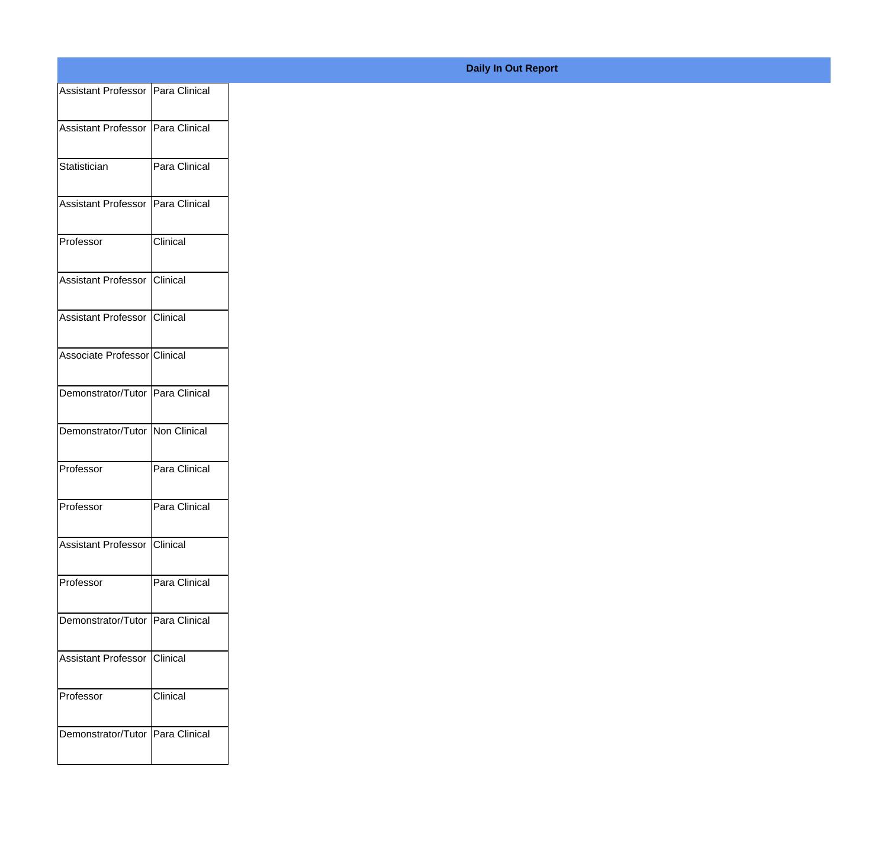**Daily In Out Report**

| | |
|---|---|
| Assistant Professor | Para Clinical |
| Assistant Professor | Para Clinical |
| Statistician | Para Clinical |
| Assistant Professor | Para Clinical |
| Professor | Clinical |
| Assistant Professor | Clinical |
| Assistant Professor | Clinical |
| Associate Professor | Clinical |
| Demonstrator/Tutor | Para Clinical |
| Demonstrator/Tutor | Non Clinical |
| Professor | Para Clinical |
| Professor | Para Clinical |
| Assistant Professor | Clinical |
| Professor | Para Clinical |
| Demonstrator/Tutor | Para Clinical |
| Assistant Professor | Clinical |
| Professor | Clinical |
| Demonstrator/Tutor | Para Clinical |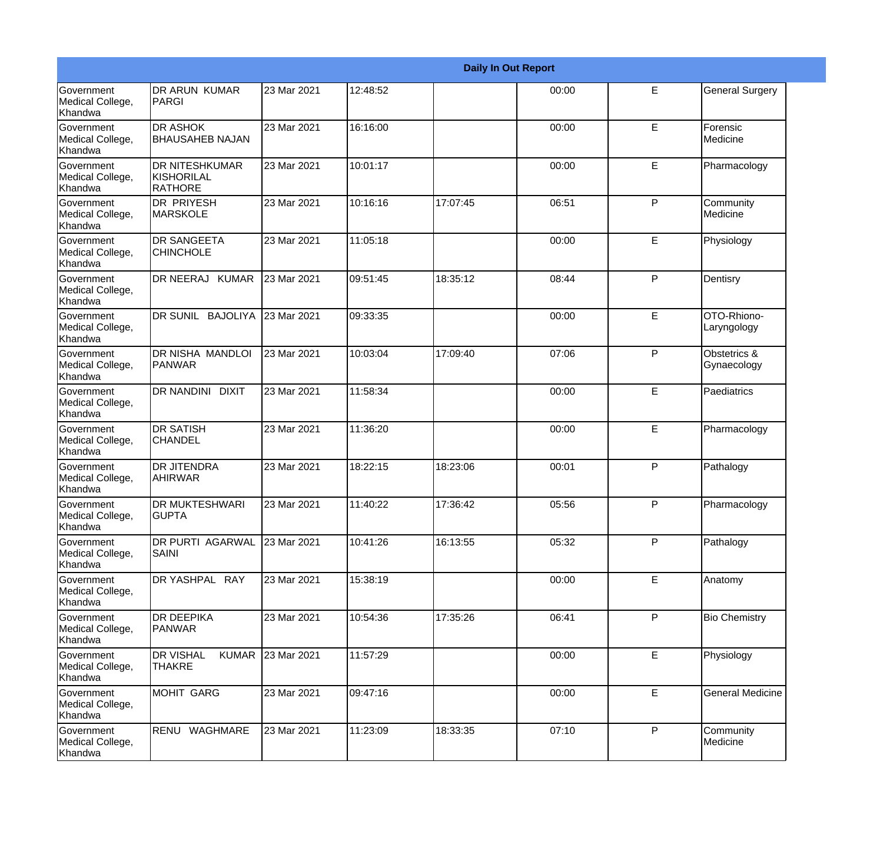| Daily In Out Report | | | | | | | |
|---|---|---|---|---|---|---|---|
| Government Medical College, Khandwa | DR ARUN KUMAR PARGI | 23 Mar 2021 | 12:48:52 | | 00:00 | E | General Surgery |
| Government Medical College, Khandwa | DR ASHOK BHAUSAHEB NAJAN | 23 Mar 2021 | 16:16:00 | | 00:00 | E | Forensic Medicine |
| Government Medical College, Khandwa | DR NITESHKUMAR KISHORILAL RATHORE | 23 Mar 2021 | 10:01:17 | | 00:00 | E | Pharmacology |
| Government Medical College, Khandwa | DR PRIYESH MARSKOLE | 23 Mar 2021 | 10:16:16 | 17:07:45 | 06:51 | P | Community Medicine |
| Government Medical College, Khandwa | DR SANGEETA CHINCHOLE | 23 Mar 2021 | 11:05:18 | | 00:00 | E | Physiology |
| Government Medical College, Khandwa | DR NEERAJ KUMAR | 23 Mar 2021 | 09:51:45 | 18:35:12 | 08:44 | P | Dentisry |
| Government Medical College, Khandwa | DR SUNIL BAJOLIYA | 23 Mar 2021 | 09:33:35 | | 00:00 | E | OTO-Rhiono-Laryngology |
| Government Medical College, Khandwa | DR NISHA MANDLOI PANWAR | 23 Mar 2021 | 10:03:04 | 17:09:40 | 07:06 | P | Obstetrics & Gynaecology |
| Government Medical College, Khandwa | DR NANDINI DIXIT | 23 Mar 2021 | 11:58:34 | | 00:00 | E | Paediatrics |
| Government Medical College, Khandwa | DR SATISH CHANDEL | 23 Mar 2021 | 11:36:20 | | 00:00 | E | Pharmacology |
| Government Medical College, Khandwa | DR JITENDRA AHIRWAR | 23 Mar 2021 | 18:22:15 | 18:23:06 | 00:01 | P | Pathalogy |
| Government Medical College, Khandwa | DR MUKTESHWARI GUPTA | 23 Mar 2021 | 11:40:22 | 17:36:42 | 05:56 | P | Pharmacology |
| Government Medical College, Khandwa | DR PURTI AGARWAL SAINI | 23 Mar 2021 | 10:41:26 | 16:13:55 | 05:32 | P | Pathalogy |
| Government Medical College, Khandwa | DR YASHPAL RAY | 23 Mar 2021 | 15:38:19 | | 00:00 | E | Anatomy |
| Government Medical College, Khandwa | DR DEEPIKA PANWAR | 23 Mar 2021 | 10:54:36 | 17:35:26 | 06:41 | P | Bio Chemistry |
| Government Medical College, Khandwa | DR VISHAL KUMAR THAKRE | 23 Mar 2021 | 11:57:29 | | 00:00 | E | Physiology |
| Government Medical College, Khandwa | MOHIT GARG | 23 Mar 2021 | 09:47:16 | | 00:00 | E | General Medicine |
| Government Medical College, Khandwa | RENU WAGHMARE | 23 Mar 2021 | 11:23:09 | 18:33:35 | 07:10 | P | Community Medicine |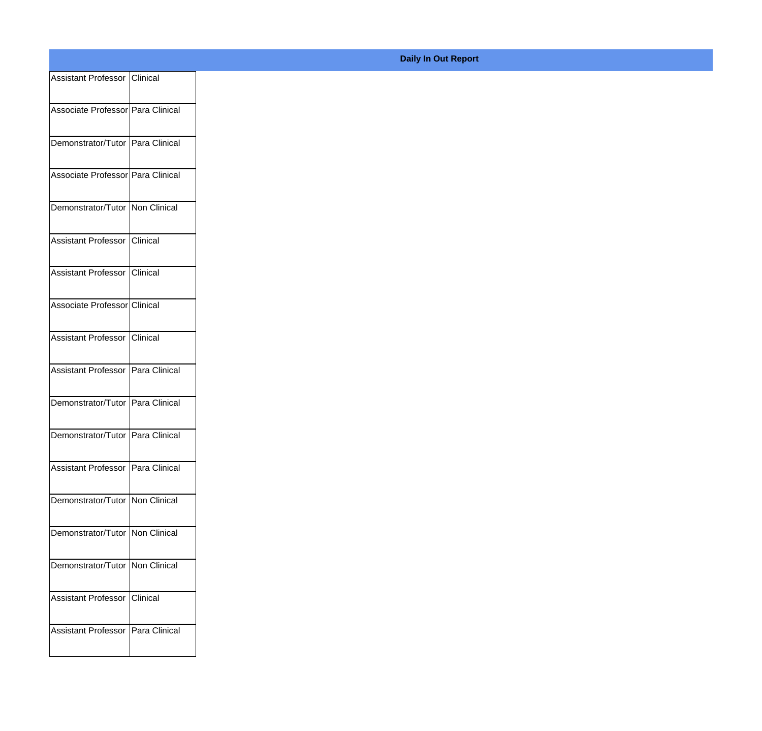**Daily In Out Report**

| | |
|---|---|
| Assistant Professor | Clinical |
| Associate Professor | Para Clinical |
| Demonstrator/Tutor | Para Clinical |
| Associate Professor | Para Clinical |
| Demonstrator/Tutor | Non Clinical |
| Assistant Professor | Clinical |
| Assistant Professor | Clinical |
| Associate Professor | Clinical |
| Assistant Professor | Clinical |
| Assistant Professor | Para Clinical |
| Demonstrator/Tutor | Para Clinical |
| Demonstrator/Tutor | Para Clinical |
| Assistant Professor | Para Clinical |
| Demonstrator/Tutor | Non Clinical |
| Demonstrator/Tutor | Non Clinical |
| Demonstrator/Tutor | Non Clinical |
| Assistant Professor | Clinical |
| Assistant Professor | Para Clinical |